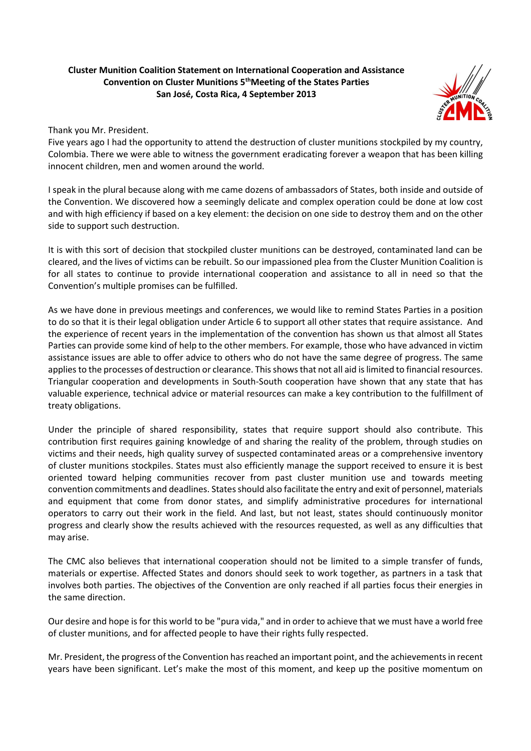**Cluster Munition Coalition Statement on International Cooperation and Assistance**
**Convention on Cluster Munitions 5th Meeting of the States Parties**
**San José, Costa Rica, 4 September 2013**

Thank you Mr. President.

Five years ago I had the opportunity to attend the destruction of cluster munitions stockpiled by my country, Colombia. There we were able to witness the government eradicating forever a weapon that has been killing innocent children, men and women around the world.

I speak in the plural because along with me came dozens of ambassadors of States, both inside and outside of the Convention. We discovered how a seemingly delicate and complex operation could be done at low cost and with high efficiency if based on a key element: the decision on one side to destroy them and on the other side to support such destruction.

It is with this sort of decision that stockpiled cluster munitions can be destroyed, contaminated land can be cleared, and the lives of victims can be rebuilt. So our impassioned plea from the Cluster Munition Coalition is for all states to continue to provide international cooperation and assistance to all in need so that the Convention's multiple promises can be fulfilled.

As we have done in previous meetings and conferences, we would like to remind States Parties in a position to do so that it is their legal obligation under Article 6 to support all other states that require assistance. And the experience of recent years in the implementation of the convention has shown us that almost all States Parties can provide some kind of help to the other members. For example, those who have advanced in victim assistance issues are able to offer advice to others who do not have the same degree of progress. The same applies to the processes of destruction or clearance. This shows that not all aid is limited to financial resources. Triangular cooperation and developments in South-South cooperation have shown that any state that has valuable experience, technical advice or material resources can make a key contribution to the fulfillment of treaty obligations.

Under the principle of shared responsibility, states that require support should also contribute. This contribution first requires gaining knowledge of and sharing the reality of the problem, through studies on victims and their needs, high quality survey of suspected contaminated areas or a comprehensive inventory of cluster munitions stockpiles. States must also efficiently manage the support received to ensure it is best oriented toward helping communities recover from past cluster munition use and towards meeting convention commitments and deadlines. States should also facilitate the entry and exit of personnel, materials and equipment that come from donor states, and simplify administrative procedures for international operators to carry out their work in the field. And last, but not least, states should continuously monitor progress and clearly show the results achieved with the resources requested, as well as any difficulties that may arise.

The CMC also believes that international cooperation should not be limited to a simple transfer of funds, materials or expertise. Affected States and donors should seek to work together, as partners in a task that involves both parties. The objectives of the Convention are only reached if all parties focus their energies in the same direction.

Our desire and hope is for this world to be "pura vida," and in order to achieve that we must have a world free of cluster munitions, and for affected people to have their rights fully respected.

Mr. President, the progress of the Convention has reached an important point, and the achievements in recent years have been significant. Let's make the most of this moment, and keep up the positive momentum on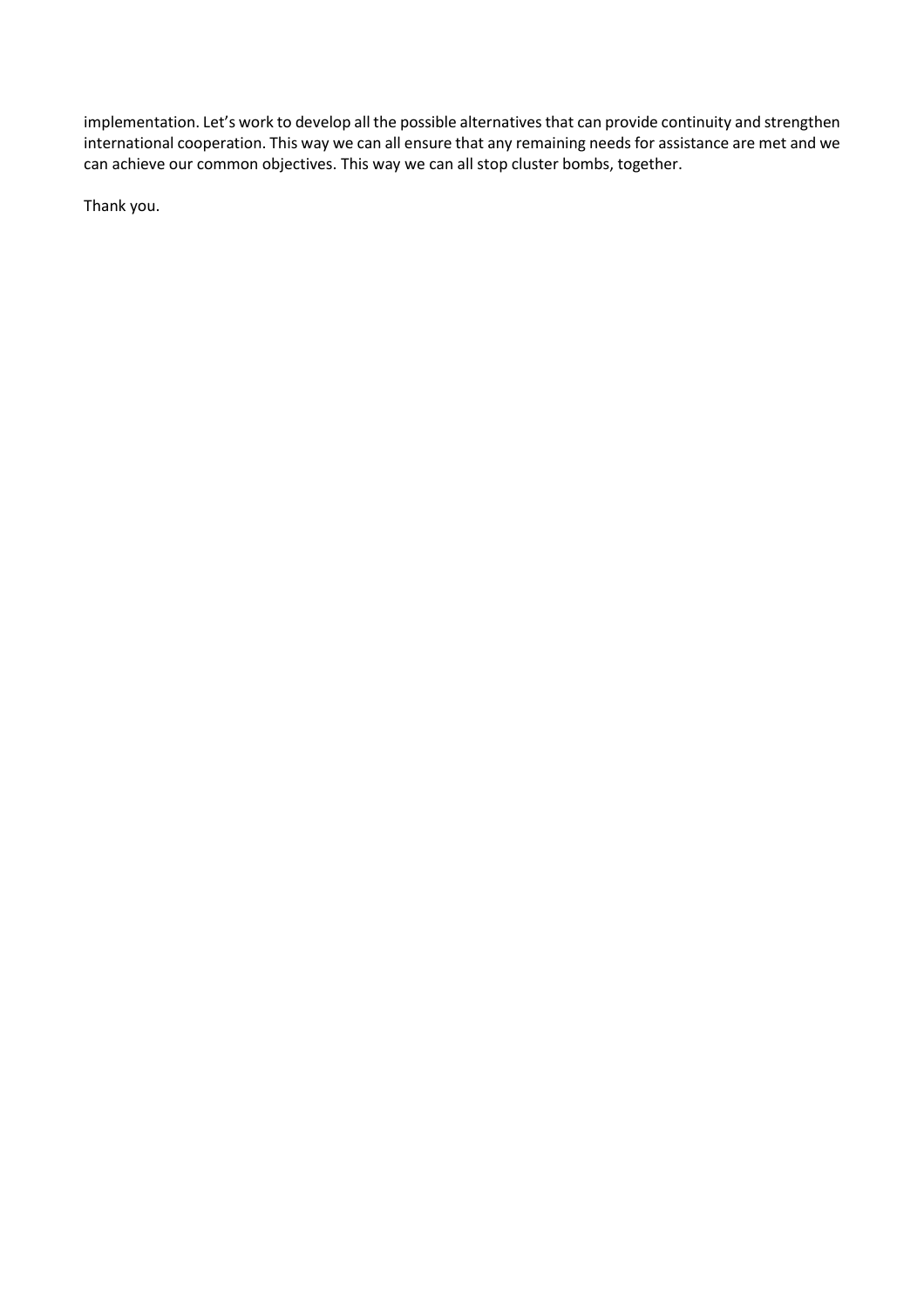implementation. Let's work to develop all the possible alternatives that can provide continuity and strengthen international cooperation. This way we can all ensure that any remaining needs for assistance are met and we can achieve our common objectives. This way we can all stop cluster bombs, together.

Thank you.